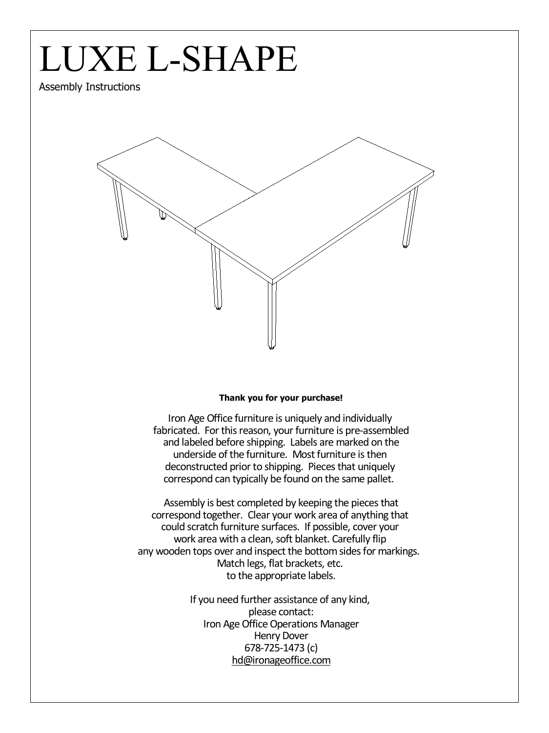# LUXE L-SHAPE

Assembly Instructions

**Thank you for your purchase!**

Iron Age Office furniture is uniquely and individually fabricated. For this reason, your furniture is pre-assembled and labeled before shipping. Labels are marked on the underside of the furniture. Most furniture is then deconstructed prior to shipping. Pieces that uniquely correspond can typically be found on the same pallet.

Assembly is best completed by keeping the pieces that correspond together. Clear your work area of anything that could scratch furniture surfaces. If possible, cover your work area with a clean, soft blanket. Carefully flip any wooden tops over and inspect the bottom sides for markings. Match legs, flat brackets, etc. to the appropriate labels.

If you need further assistance of any kind,
please contact:
Iron Age Office Operations Manager
Henry Dover
678-725-1473 (c)
hd@ironageoffice.com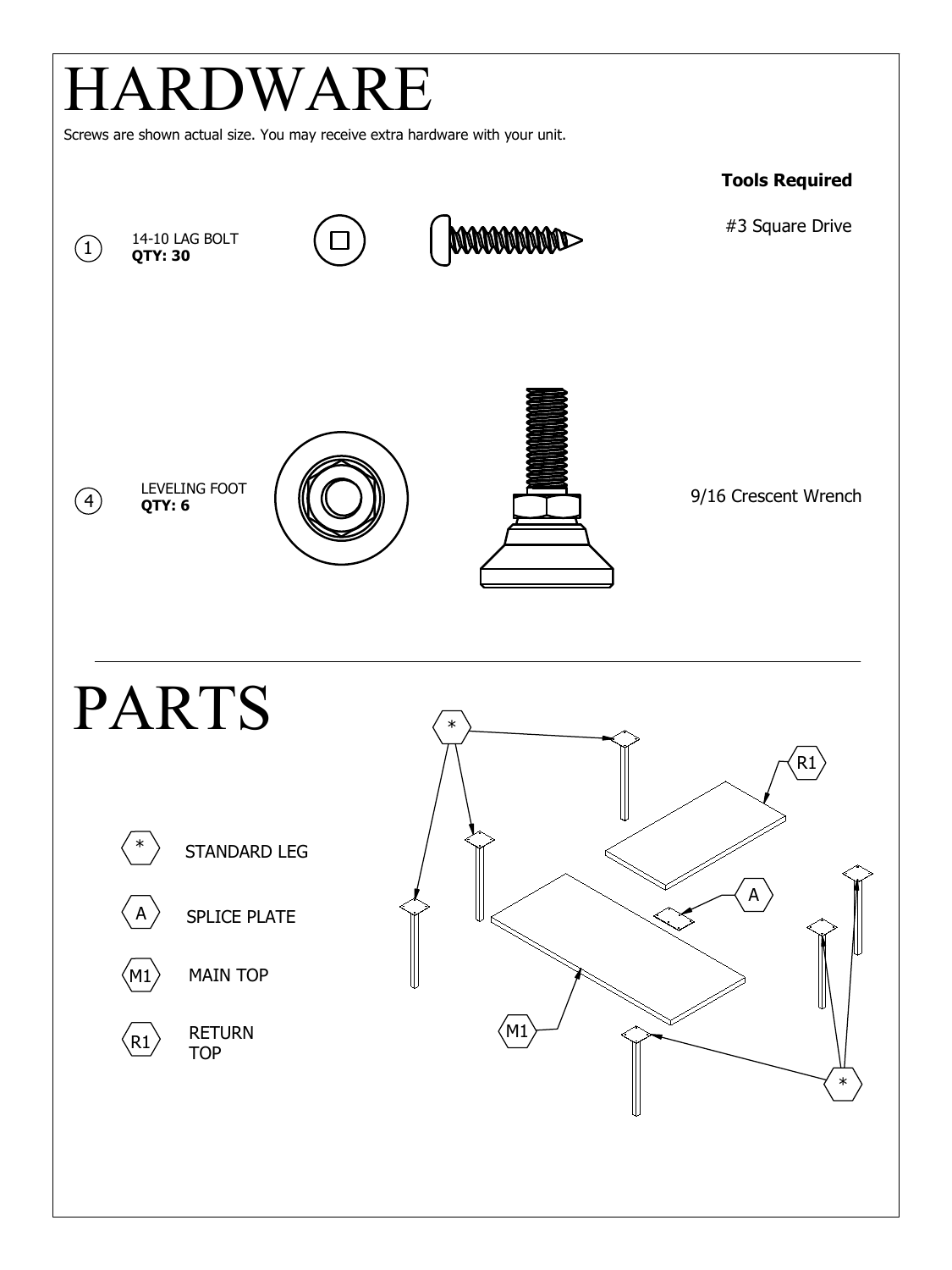# HARDWARE

Screws are shown actual size. You may receive extra hardware with your unit.

**Tools Required**

#3 Square Drive

9/16 Crescent Wrench

| # | Hardware | QTY |
| --- | --- | --- |
| 1 | 14-10 LAG BOLT | **QTY: 30** |
| 4 | LEVELING FOOT | **QTY: 6** |

# PARTS

| Label | Part |
| --- | --- |
| * | STANDARD LEG |
| A | SPLICE PLATE |
| M1 | MAIN TOP |
| R1 | RETURN TOP |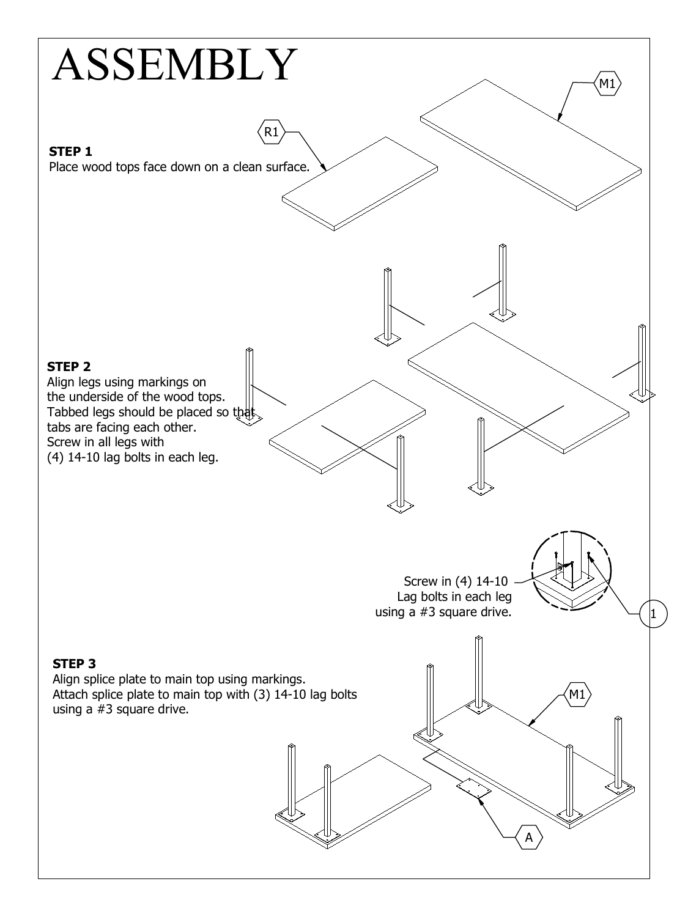# ASSEMBLY

**STEP 1**
Place wood tops face down on a clean surface.

R1

M1

**STEP 2**
Align legs using markings on the underside of the wood tops.
Tabbed legs should be placed so that tabs are facing each other.
Screw in all legs with
(4) 14-10 lag bolts in each leg.

Screw in (4) 14-10 Lag bolts in each leg using a #3 square drive.

1

**STEP 3**
Align splice plate to main top using markings.
Attach splice plate to main top with (3) 14-10 lag bolts using a #3 square drive.

M1

A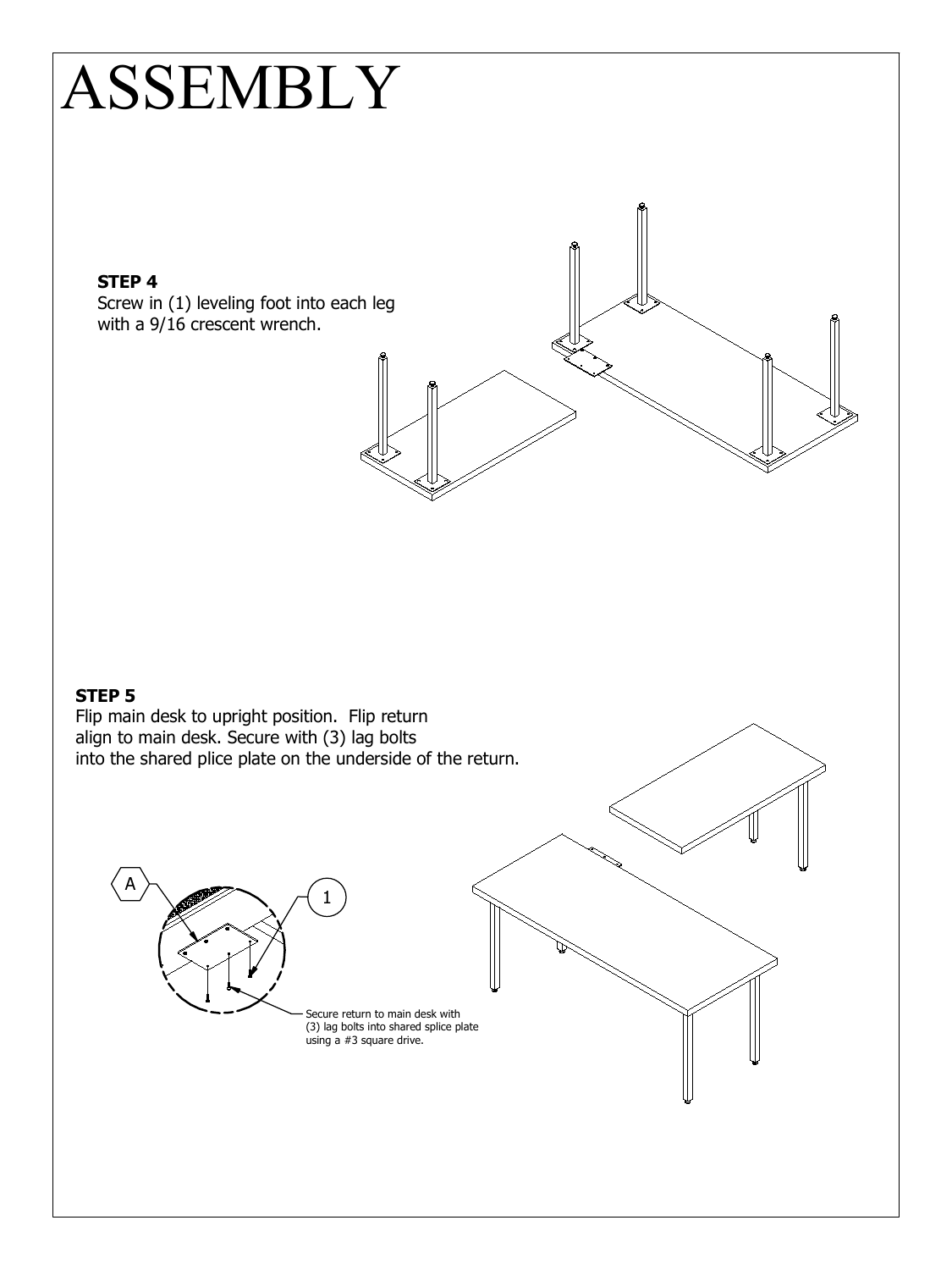# ASSEMBLY

**STEP 4**
Screw in (1) leveling foot into each leg
with a 9/16 crescent wrench.

**STEP 5**
Flip main desk to upright position. Flip return
align to main desk. Secure with (3) lag bolts
into the shared plice plate on the underside of the return.

A

1

Secure return to main desk with
(3) lag bolts into shared splice plate
using a #3 square drive.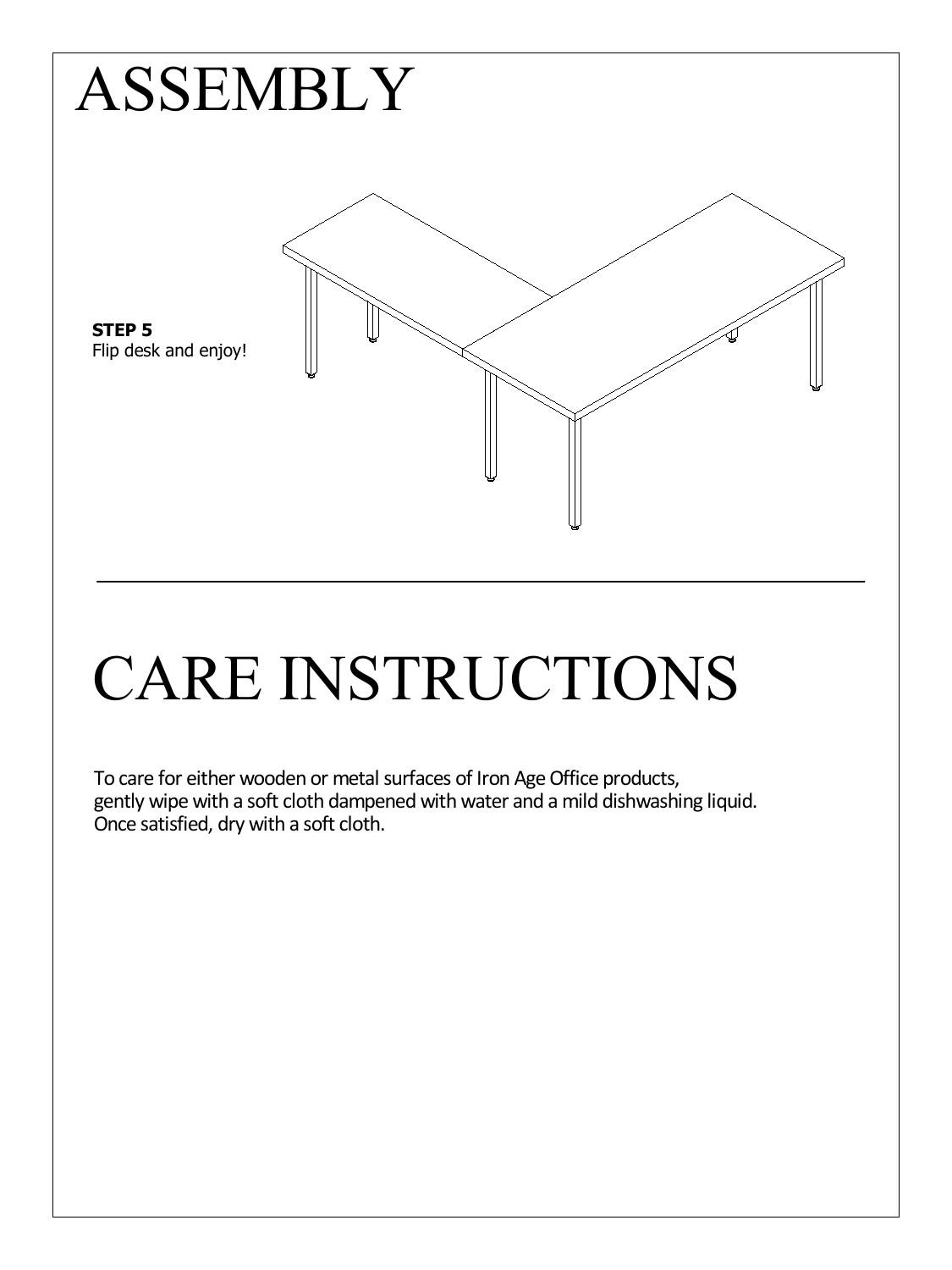# ASSEMBLY

**STEP 5**
Flip desk and enjoy!

---

# CARE INSTRUCTIONS

To care for either wooden or metal surfaces of Iron Age Office products,
gently wipe with a soft cloth dampened with water and a mild dishwashing liquid.
Once satisfied, dry with a soft cloth.